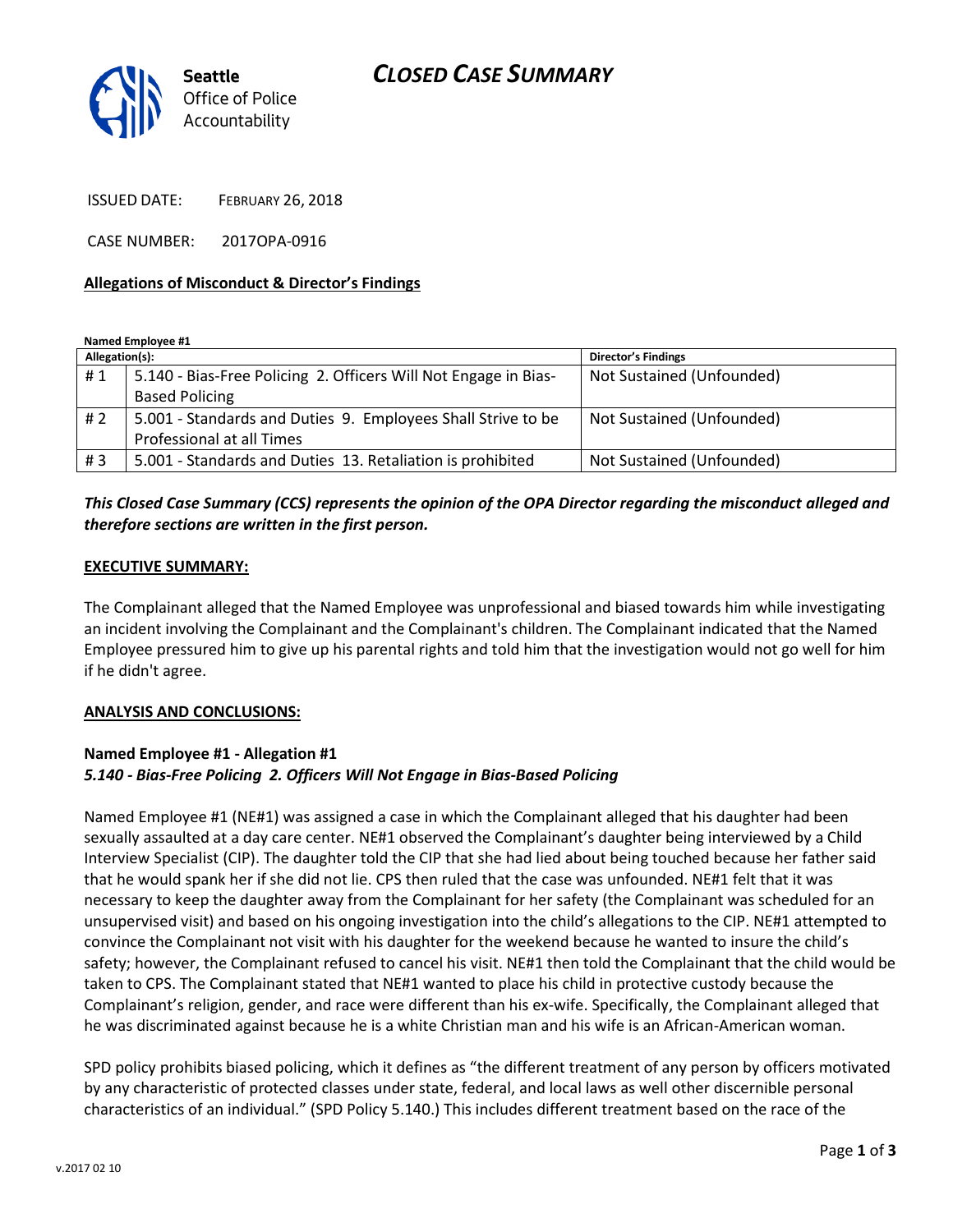# CLOSED CASE SUMMARY

Seattle Office of Police Accountability

ISSUED DATE: FEBRUARY 26, 2018

CASE NUMBER: 2017OPA-0916

**Allegations of Misconduct & Director's Findings**

**Named Employee #1**

| Allegation(s): | | Director's Findings |
|---|---|---|
| # 1 | 5.140 - Bias-Free Policing 2. Officers Will Not Engage in Bias-Based Policing | Not Sustained (Unfounded) |
| # 2 | 5.001 - Standards and Duties 9. Employees Shall Strive to be Professional at all Times | Not Sustained (Unfounded) |
| # 3 | 5.001 - Standards and Duties 13. Retaliation is prohibited | Not Sustained (Unfounded) |

***This Closed Case Summary (CCS) represents the opinion of the OPA Director regarding the misconduct alleged and therefore sections are written in the first person.***

**EXECUTIVE SUMMARY:**

The Complainant alleged that the Named Employee was unprofessional and biased towards him while investigating an incident involving the Complainant and the Complainant's children. The Complainant indicated that the Named Employee pressured him to give up his parental rights and told him that the investigation would not go well for him if he didn't agree.

**ANALYSIS AND CONCLUSIONS:**

**Named Employee #1 - Allegation #1**
***5.140 - Bias-Free Policing 2. Officers Will Not Engage in Bias-Based Policing***

Named Employee #1 (NE#1) was assigned a case in which the Complainant alleged that his daughter had been sexually assaulted at a day care center. NE#1 observed the Complainant's daughter being interviewed by a Child Interview Specialist (CIP). The daughter told the CIP that she had lied about being touched because her father said that he would spank her if she did not lie. CPS then ruled that the case was unfounded. NE#1 felt that it was necessary to keep the daughter away from the Complainant for her safety (the Complainant was scheduled for an unsupervised visit) and based on his ongoing investigation into the child's allegations to the CIP. NE#1 attempted to convince the Complainant not visit with his daughter for the weekend because he wanted to insure the child's safety; however, the Complainant refused to cancel his visit. NE#1 then told the Complainant that the child would be taken to CPS. The Complainant stated that NE#1 wanted to place his child in protective custody because the Complainant's religion, gender, and race were different than his ex-wife. Specifically, the Complainant alleged that he was discriminated against because he is a white Christian man and his wife is an African-American woman.

SPD policy prohibits biased policing, which it defines as "the different treatment of any person by officers motivated by any characteristic of protected classes under state, federal, and local laws as well other discernible personal characteristics of an individual." (SPD Policy 5.140.) This includes different treatment based on the race of the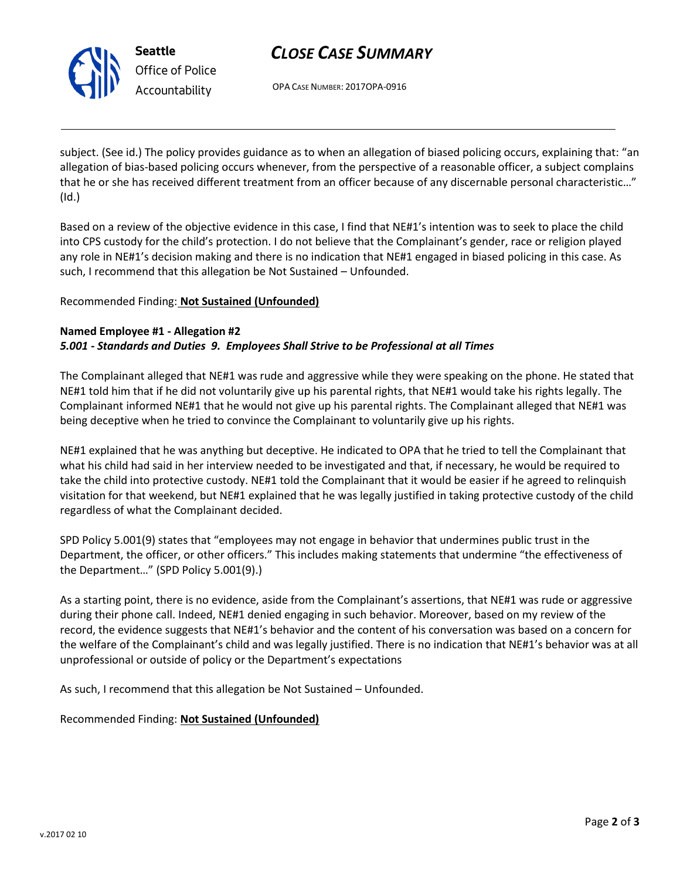subject. (See id.) The policy provides guidance as to when an allegation of biased policing occurs, explaining that: "an allegation of bias-based policing occurs whenever, from the perspective of a reasonable officer, a subject complains that he or she has received different treatment from an officer because of any discernable personal characteristic…" (Id.)

Based on a review of the objective evidence in this case, I find that NE#1's intention was to seek to place the child into CPS custody for the child's protection. I do not believe that the Complainant's gender, race or religion played any role in NE#1's decision making and there is no indication that NE#1 engaged in biased policing in this case. As such, I recommend that this allegation be Not Sustained – Unfounded.

Recommended Finding: **Not Sustained (Unfounded)**

**Named Employee #1 - Allegation #2**
***5.001 - Standards and Duties 9. Employees Shall Strive to be Professional at all Times***

The Complainant alleged that NE#1 was rude and aggressive while they were speaking on the phone. He stated that NE#1 told him that if he did not voluntarily give up his parental rights, that NE#1 would take his rights legally. The Complainant informed NE#1 that he would not give up his parental rights. The Complainant alleged that NE#1 was being deceptive when he tried to convince the Complainant to voluntarily give up his rights.

NE#1 explained that he was anything but deceptive. He indicated to OPA that he tried to tell the Complainant that what his child had said in her interview needed to be investigated and that, if necessary, he would be required to take the child into protective custody. NE#1 told the Complainant that it would be easier if he agreed to relinquish visitation for that weekend, but NE#1 explained that he was legally justified in taking protective custody of the child regardless of what the Complainant decided.

SPD Policy 5.001(9) states that "employees may not engage in behavior that undermines public trust in the Department, the officer, or other officers." This includes making statements that undermine "the effectiveness of the Department…" (SPD Policy 5.001(9).)

As a starting point, there is no evidence, aside from the Complainant's assertions, that NE#1 was rude or aggressive during their phone call. Indeed, NE#1 denied engaging in such behavior. Moreover, based on my review of the record, the evidence suggests that NE#1's behavior and the content of his conversation was based on a concern for the welfare of the Complainant's child and was legally justified. There is no indication that NE#1's behavior was at all unprofessional or outside of policy or the Department's expectations

As such, I recommend that this allegation be Not Sustained – Unfounded.

Recommended Finding: **Not Sustained (Unfounded)**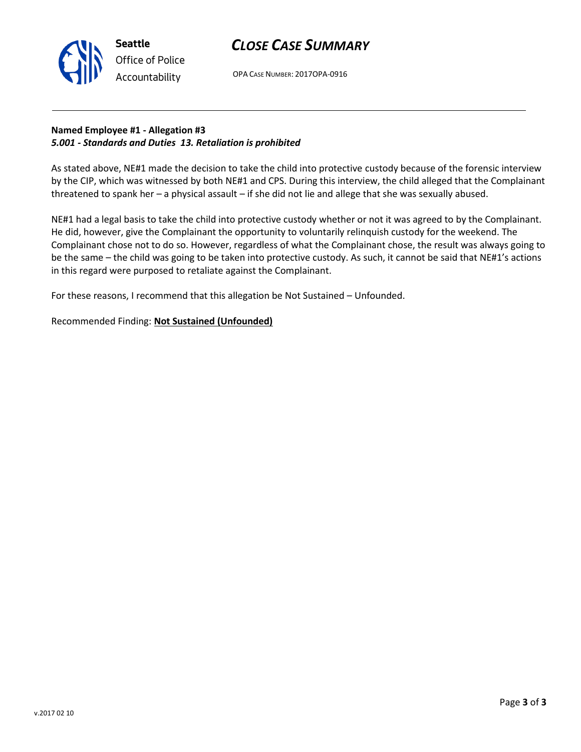**Named Employee #1 - Allegation #3**
***5.001 - Standards and Duties 13. Retaliation is prohibited***

As stated above, NE#1 made the decision to take the child into protective custody because of the forensic interview by the CIP, which was witnessed by both NE#1 and CPS. During this interview, the child alleged that the Complainant threatened to spank her – a physical assault – if she did not lie and allege that she was sexually abused.

NE#1 had a legal basis to take the child into protective custody whether or not it was agreed to by the Complainant. He did, however, give the Complainant the opportunity to voluntarily relinquish custody for the weekend. The Complainant chose not to do so. However, regardless of what the Complainant chose, the result was always going to be the same – the child was going to be taken into protective custody. As such, it cannot be said that NE#1's actions in this regard were purposed to retaliate against the Complainant.

For these reasons, I recommend that this allegation be Not Sustained – Unfounded.

Recommended Finding: **Not Sustained (Unfounded)**